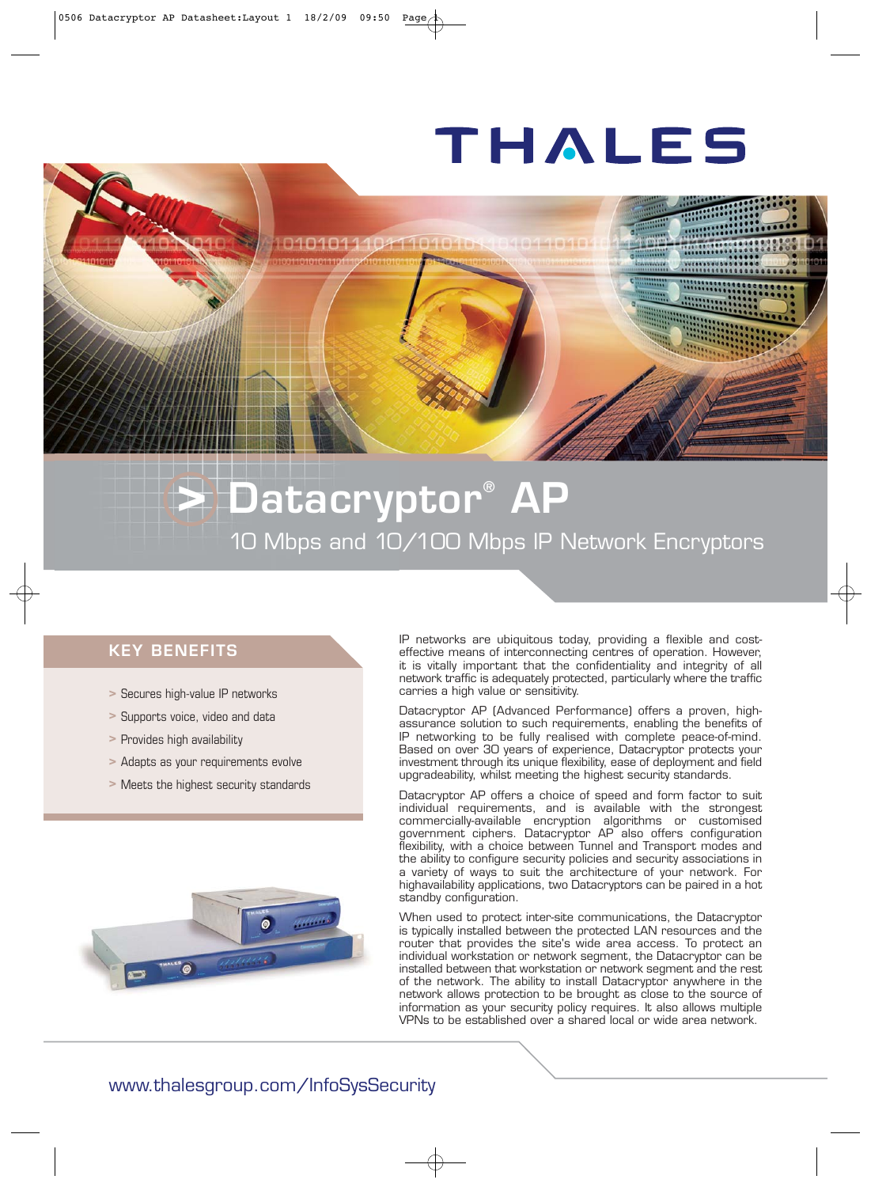THALES

# Datacryptor® AP

## 10 Mbps and 10/100 Mbps IP Network Encryptors

### KEY BENEFITS

- Secures high-value IP networks
- Supports voice, video and data
- Provides high availability
- Adapts as your requirements evolve
- Meets the highest security standards

IP networks are ubiquitous today, providing a flexible and cost-effective means of interconnecting centres of operation. However, it is vitally important that the confidentiality and integrity of all network traffic is adequately protected, particularly where the traffic carries a high value or sensitivity.

Datacryptor AP (Advanced Performance) offers a proven, high-assurance solution to such requirements, enabling the benefits of IP networking to be fully realised with complete peace-of-mind. Based on over 30 years of experience, Datacryptor protects your investment through its unique flexibility, ease of deployment and field upgradeability, whilst meeting the highest security standards.

Datacryptor AP offers a choice of speed and form factor to suit individual requirements, and is available with the strongest commercially-available encryption algorithms or customised government ciphers. Datacryptor AP also offers configuration flexibility, with a choice between Tunnel and Transport modes and the ability to configure security policies and security associations in a variety of ways to suit the architecture of your network. For highavailability applications, two Datacryptors can be paired in a hot standby configuration.

When used to protect inter-site communications, the Datacryptor is typically installed between the protected LAN resources and the router that provides the site's wide area access. To protect an individual workstation or network segment, the Datacryptor can be installed between that workstation or network segment and the rest of the network. The ability to install Datacryptor anywhere in the network allows protection to be brought as close to the source of information as your security policy requires. It also allows multiple VPNs to be established over a shared local or wide area network.

www.thalesgroup.com/InfoSysSecurity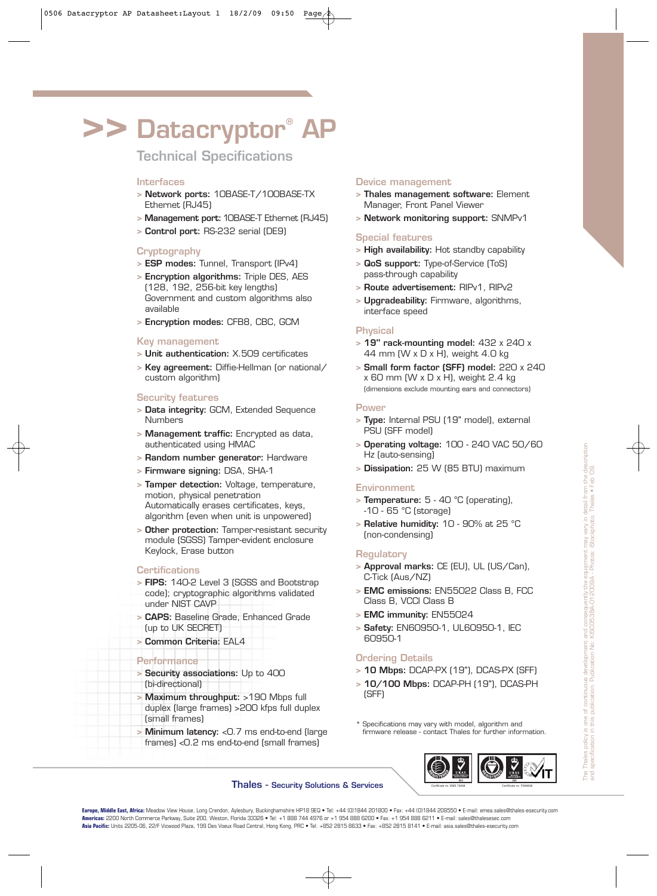# >> Datacryptor® AP

## Technical Specifications

### Interfaces

- **Network ports:** 10BASE-T/100BASE-TX Ethernet (RJ45)
- **Management port:** 10BASE-T Ethernet (RJ45)
- **Control port:** RS-232 serial (DE9)

### Cryptography

- **ESP modes:** Tunnel, Transport (IPv4)
- **Encryption algorithms:** Triple DES, AES (128, 192, 256-bit key lengths) Government and custom algorithms also available
- **Encryption modes:** CFB8, CBC, GCM

### Key management

- **Unit authentication:** X.509 certificates
- **Key agreement:** Diffie-Hellman (or national/ custom algorithm)

### Security features

- **Data integrity:** GCM, Extended Sequence Numbers
- **Management traffic:** Encrypted as data, authenticated using HMAC
- **Random number generator:** Hardware
- **Firmware signing:** DSA, SHA-1
- **Tamper detection:** Voltage, temperature, motion, physical penetration Automatically erases certificates, keys, algorithm (even when unit is unpowered)
- **Other protection:** Tamper-resistant security module (SGSS) Tamper-evident enclosure Keylock, Erase button

### Certifications

- **FIPS:** 140-2 Level 3 (SGSS and Bootstrap code); cryptographic algorithms validated under NIST CAVP
- **CAPS:** Baseline Grade, Enhanced Grade (up to UK SECRET)
- **Common Criteria:** EAL4

### Performance

- **Security associations:** Up to 400 (bi-directional)
- **Maximum throughput:** >190 Mbps full duplex (large frames) >200 kfps full duplex (small frames)
- **Minimum latency:** <0.7 ms end-to-end (large frames) <0.2 ms end-to-end (small frames)

### Device management

- **Thales management software:** Element Manager, Front Panel Viewer
- **Network monitoring support:** SNMPv1

### Special features

- **High availability:** Hot standby capability
- **QoS support:** Type-of-Service (ToS) pass-through capability
- **Route advertisement:** RIPv1, RIPv2
- **Upgradeability:** Firmware, algorithms, interface speed

### Physical

- **19" rack-mounting model:** 432 x 240 x 44 mm (W x D x H), weight 4.0 kg
- **Small form factor (SFF) model:** 220 x 240 x 60 mm (W x D x H), weight 2.4 kg (dimensions exclude mounting ears and connectors)

### Power

- **Type:** Internal PSU (19" model), external PSU (SFF model)
- **Operating voltage:** 100 - 240 VAC 50/60 Hz (auto-sensing)
- **Dissipation:** 25 W (85 BTU) maximum

### Environment

- **Temperature:** 5 - 40 °C (operating), -10 - 65 °C (storage)
- **Relative humidity:** 10 - 90% at 25 °C (non-condensing)

### Regulatory

- **Approval marks:** CE (EU), UL (US/Can), C-Tick (Aus/NZ)
- **EMC emissions:** EN55022 Class B, FCC Class B, VCCI Class B
- **EMC immunity:** EN55024
- **Safety:** EN60950-1, UL60950-1, IEC 60950-1

### Ordering Details

- **10 Mbps:** DCAP-PX (19"), DCAS-PX (SFF)
- **10/100 Mbps:** DCAP-PH (19"), DCAS-PH (SFF)

\* Specifications may vary with model, algorithm and firmware release - contact Thales for further information.

The Thales policy is one of continuous development and consequently the equipment may vary in detail from the description and specification in this publication. Publication No: KS0538A-0120O9A - Photos: iStockphoto, Thales • Feb 09.

Certificate no. EMS 73608 Certificate no. FS68606

**Thales - Security Solutions & Services**

**Europe, Middle East, Africa:** Meadow View House, Long Crendon, Aylesbury, Buckinghamshire HP18 9EQ • Tel: +44 (0)1844 201800 • Fax: +44 (0)1844 208550 • E-mail: emea.sales@thales-esecurity.com
**Americas:** 2200 North Commerce Parkway, Suite 200, Weston, Florida 33326 • Tel: +1 888 744 4976 or +1 954 888 6200 • Fax: +1 954 888 6211 • E-mail: sales@thalesesec.com
**Asia Pacific:** Units 2205-06, 22/F Vicwood Plaza, 199 Des Voeux Road Central, Hong Kong, PRC • Tel: +852 2815 8633 • Fax: +852 2815 8141 • E-mail: asia.sales@thales-esecurity.com